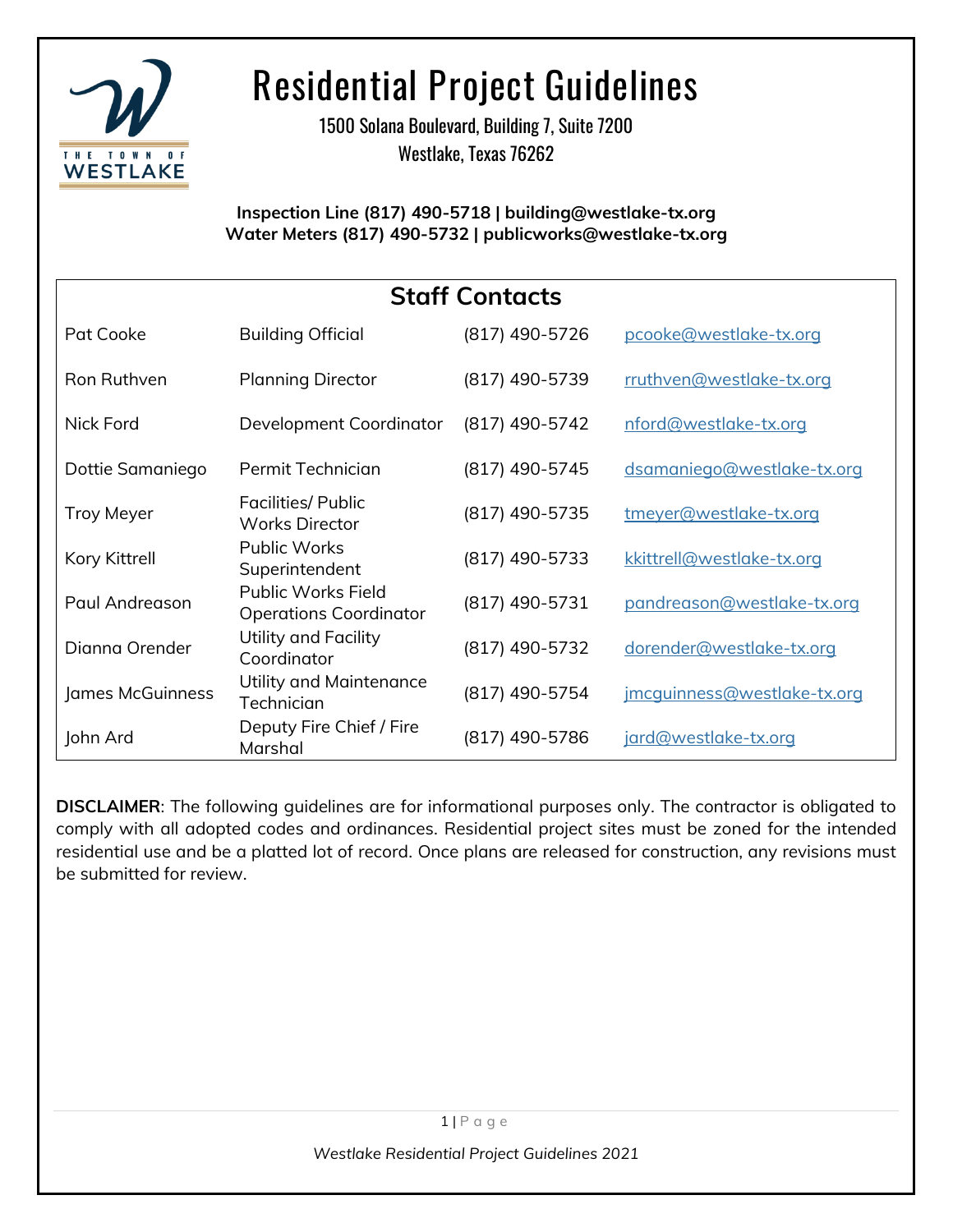# Residential Project Guidelines

1500 Solana Boulevard, Building 7, Suite 7200
Westlake, Texas 76262

**Inspection Line (817) 490-5718 | building@westlake-tx.org**
**Water Meters (817) 490-5732 | publicworks@westlake-tx.org**

## Staff Contacts

| Name | Title | Phone | Email |
|---|---|---|---|
| Pat Cooke | Building Official | (817) 490-5726 | pcooke@westlake-tx.org |
| Ron Ruthven | Planning Director | (817) 490-5739 | rruthven@westlake-tx.org |
| Nick Ford | Development Coordinator | (817) 490-5742 | nford@westlake-tx.org |
| Dottie Samaniego | Permit Technician | (817) 490-5745 | dsamaniego@westlake-tx.org |
| Troy Meyer | Facilities/ Public Works Director | (817) 490-5735 | tmeyer@westlake-tx.org |
| Kory Kittrell | Public Works Superintendent | (817) 490-5733 | kkittrell@westlake-tx.org |
| Paul Andreason | Public Works Field Operations Coordinator | (817) 490-5731 | pandreason@westlake-tx.org |
| Dianna Orender | Utility and Facility Coordinator | (817) 490-5732 | dorender@westlake-tx.org |
| James McGuinness | Utility and Maintenance Technician | (817) 490-5754 | jmcguinness@westlake-tx.org |
| John Ard | Deputy Fire Chief / Fire Marshal | (817) 490-5786 | jard@westlake-tx.org |

**DISCLAIMER**: The following guidelines are for informational purposes only. The contractor is obligated to comply with all adopted codes and ordinances. Residential project sites must be zoned for the intended residential use and be a platted lot of record. Once plans are released for construction, any revisions must be submitted for review.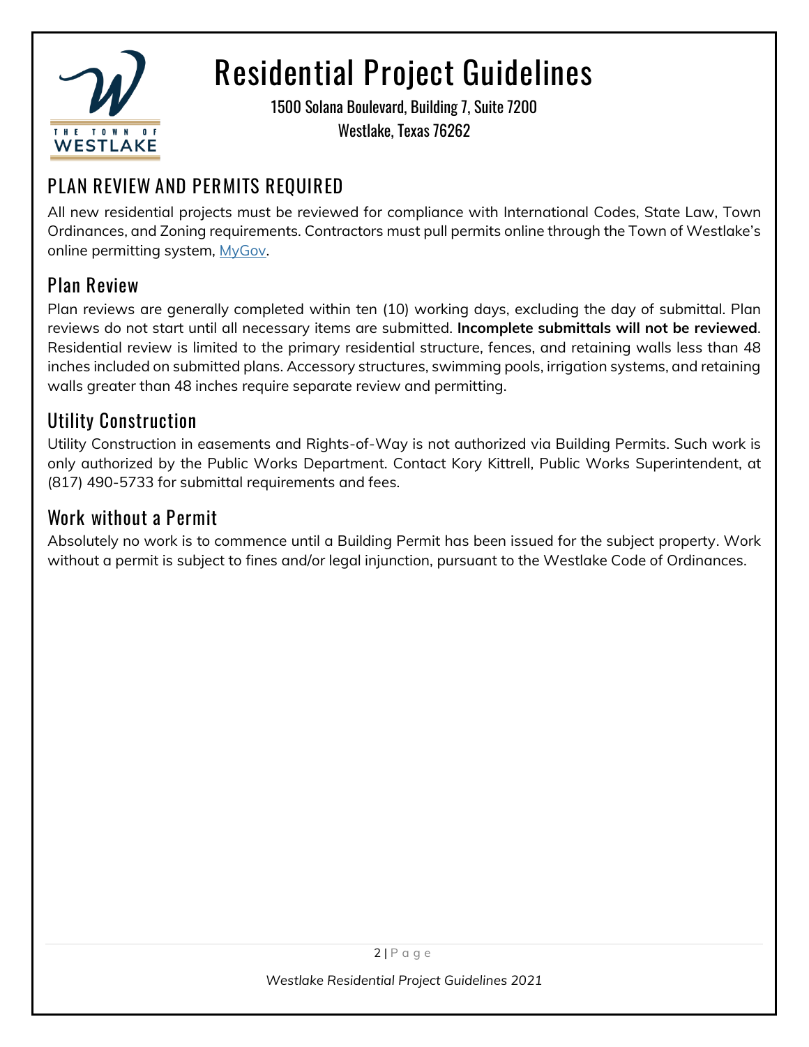# Residential Project Guidelines

1500 Solana Boulevard, Building 7, Suite 7200
Westlake, Texas 76262

## PLAN REVIEW AND PERMITS REQUIRED

All new residential projects must be reviewed for compliance with International Codes, State Law, Town Ordinances, and Zoning requirements. Contractors must pull permits online through the Town of Westlake's online permitting system, MyGov.

### Plan Review

Plan reviews are generally completed within ten (10) working days, excluding the day of submittal. Plan reviews do not start until all necessary items are submitted. **Incomplete submittals will not be reviewed**. Residential review is limited to the primary residential structure, fences, and retaining walls less than 48 inches included on submitted plans. Accessory structures, swimming pools, irrigation systems, and retaining walls greater than 48 inches require separate review and permitting.

### Utility Construction

Utility Construction in easements and Rights-of-Way is not authorized via Building Permits. Such work is only authorized by the Public Works Department. Contact Kory Kittrell, Public Works Superintendent, at (817) 490-5733 for submittal requirements and fees.

### Work without a Permit

Absolutely no work is to commence until a Building Permit has been issued for the subject property. Work without a permit is subject to fines and/or legal injunction, pursuant to the Westlake Code of Ordinances.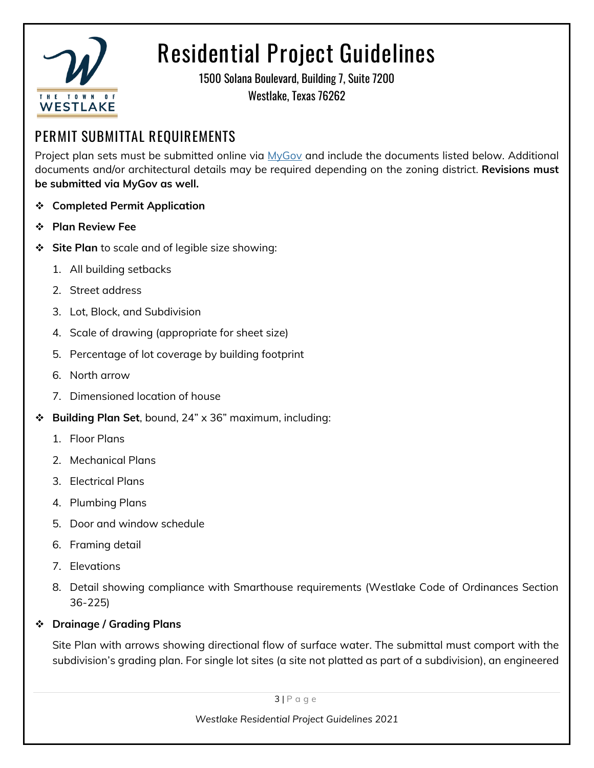# Residential Project Guidelines

1500 Solana Boulevard, Building 7, Suite 7200
Westlake, Texas 76262

## PERMIT SUBMITTAL REQUIREMENTS

Project plan sets must be submitted online via MyGov and include the documents listed below. Additional documents and/or architectural details may be required depending on the zoning district. **Revisions must be submitted via MyGov as well.**

- **Completed Permit Application**
- **Plan Review Fee**
- **Site Plan** to scale and of legible size showing:
  1. All building setbacks
  2. Street address
  3. Lot, Block, and Subdivision
  4. Scale of drawing (appropriate for sheet size)
  5. Percentage of lot coverage by building footprint
  6. North arrow
  7. Dimensioned location of house
- **Building Plan Set**, bound, 24" x 36" maximum, including:
  1. Floor Plans
  2. Mechanical Plans
  3. Electrical Plans
  4. Plumbing Plans
  5. Door and window schedule
  6. Framing detail
  7. Elevations
  8. Detail showing compliance with Smarthouse requirements (Westlake Code of Ordinances Section 36-225)
- **Drainage / Grading Plans**

  Site Plan with arrows showing directional flow of surface water. The submittal must comport with the subdivision's grading plan. For single lot sites (a site not platted as part of a subdivision), an engineered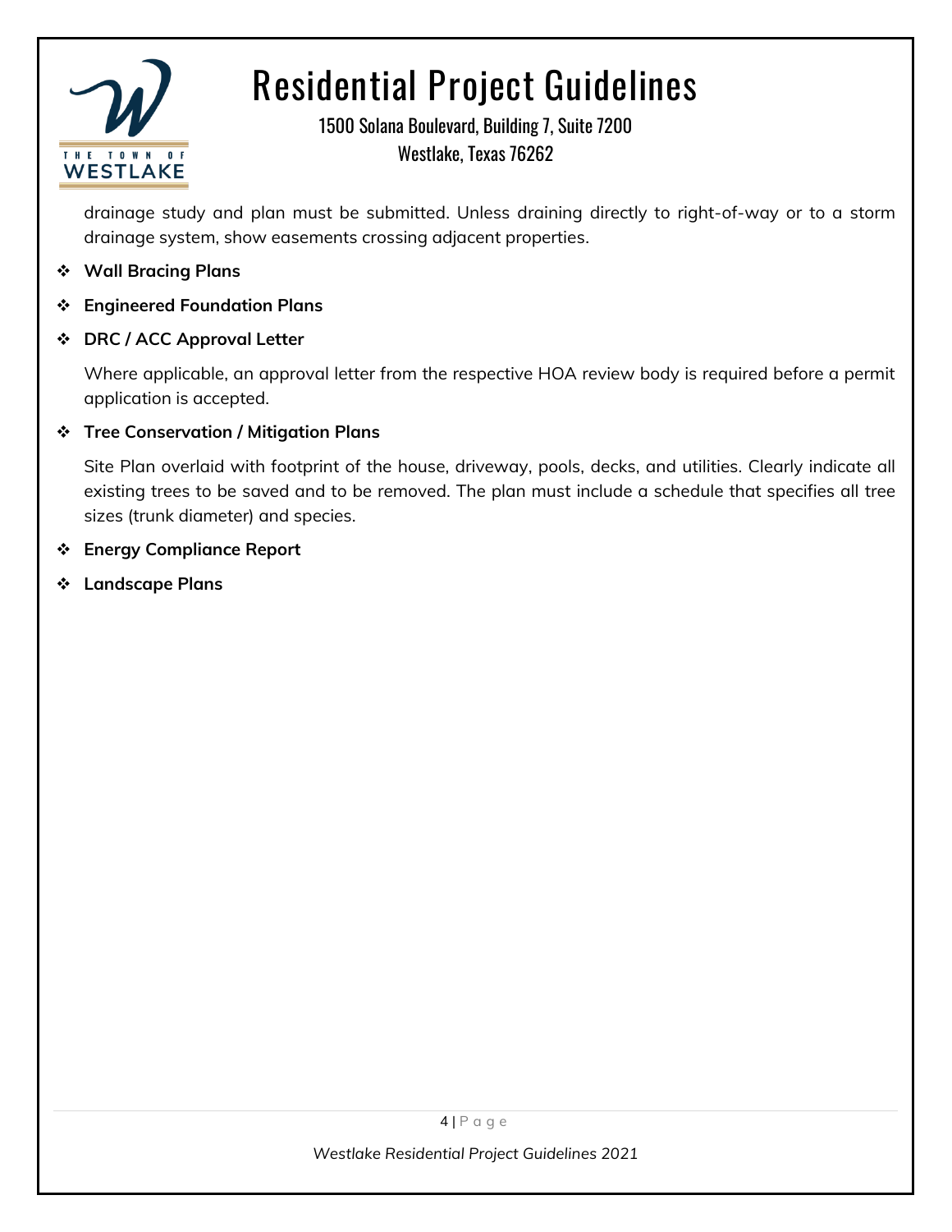drainage study and plan must be submitted. Unless draining directly to right-of-way or to a storm drainage system, show easements crossing adjacent properties.

- **Wall Bracing Plans**
- **Engineered Foundation Plans**
- **DRC / ACC Approval Letter**

  Where applicable, an approval letter from the respective HOA review body is required before a permit application is accepted.

- **Tree Conservation / Mitigation Plans**

  Site Plan overlaid with footprint of the house, driveway, pools, decks, and utilities. Clearly indicate all existing trees to be saved and to be removed. The plan must include a schedule that specifies all tree sizes (trunk diameter) and species.

- **Energy Compliance Report**
- **Landscape Plans**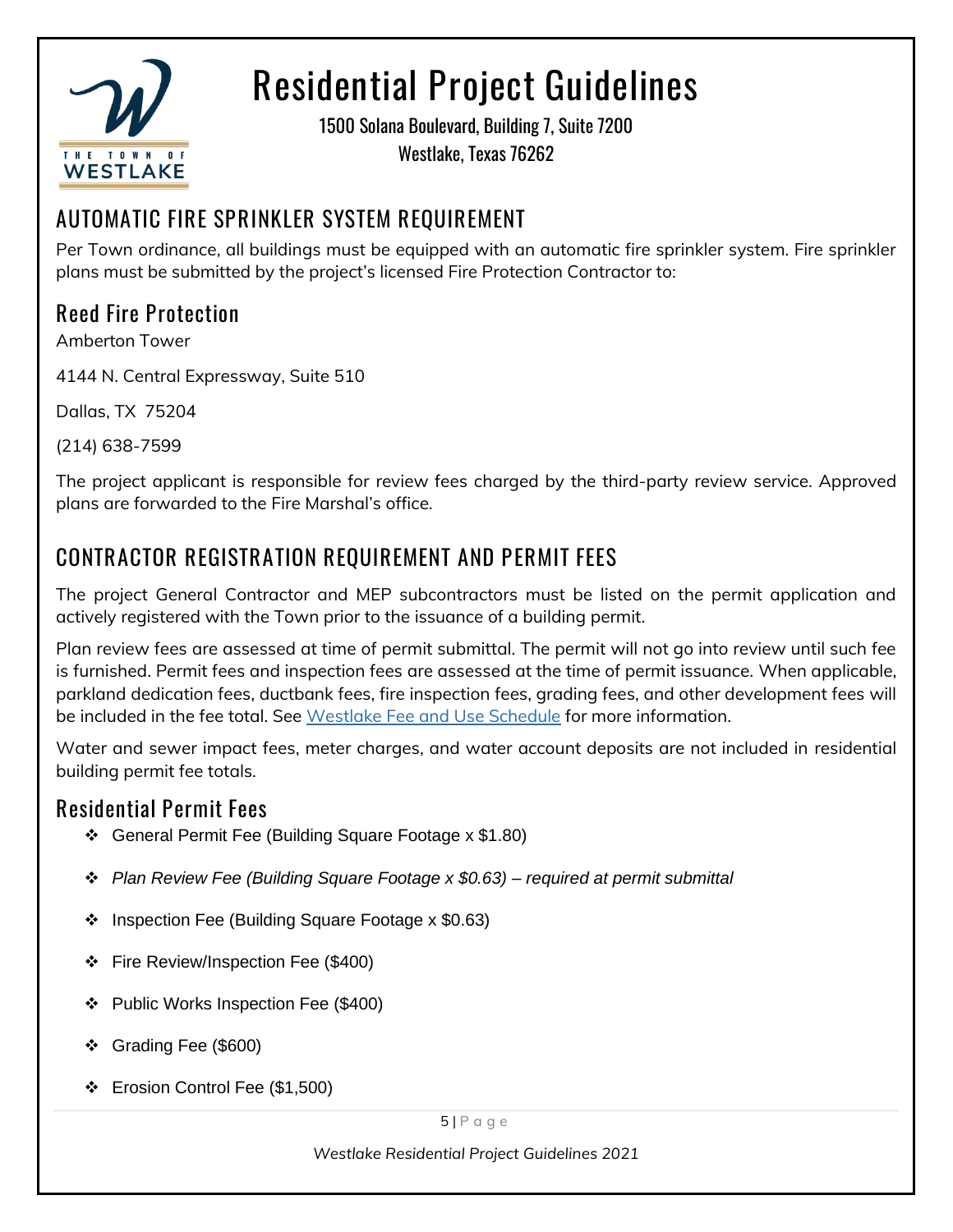# Residential Project Guidelines

1500 Solana Boulevard, Building 7, Suite 7200

Westlake, Texas 76262

## AUTOMATIC FIRE SPRINKLER SYSTEM REQUIREMENT

Per Town ordinance, all buildings must be equipped with an automatic fire sprinkler system. Fire sprinkler plans must be submitted by the project's licensed Fire Protection Contractor to:

### Reed Fire Protection

Amberton Tower

4144 N. Central Expressway, Suite 510

Dallas, TX 75204

(214) 638-7599

The project applicant is responsible for review fees charged by the third-party review service. Approved plans are forwarded to the Fire Marshal's office.

## CONTRACTOR REGISTRATION REQUIREMENT AND PERMIT FEES

The project General Contractor and MEP subcontractors must be listed on the permit application and actively registered with the Town prior to the issuance of a building permit.

Plan review fees are assessed at time of permit submittal. The permit will not go into review until such fee is furnished. Permit fees and inspection fees are assessed at the time of permit issuance. When applicable, parkland dedication fees, ductbank fees, fire inspection fees, grading fees, and other development fees will be included in the fee total. See Westlake Fee and Use Schedule for more information.

Water and sewer impact fees, meter charges, and water account deposits are not included in residential building permit fee totals.

### Residential Permit Fees

- General Permit Fee (Building Square Footage x $1.80)
- *Plan Review Fee (Building Square Footage x $0.63) – required at permit submittal*
- Inspection Fee (Building Square Footage x $0.63)
- Fire Review/Inspection Fee ($400)
- Public Works Inspection Fee ($400)
- Grading Fee ($600)
- Erosion Control Fee ($1,500)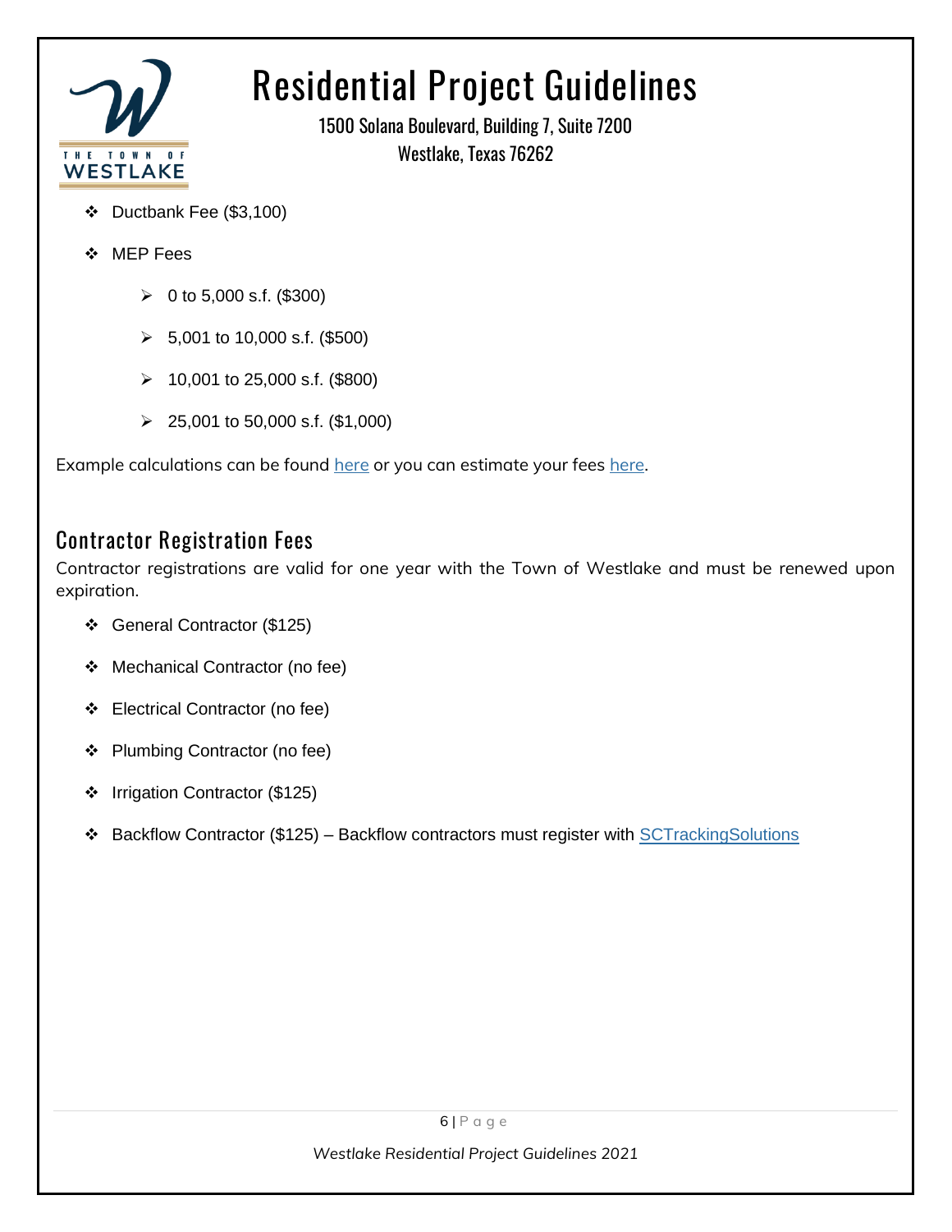- Ductbank Fee ($3,100)
- MEP Fees
  - 0 to 5,000 s.f. ($300)
  - 5,001 to 10,000 s.f. ($500)
  - 10,001 to 25,000 s.f. ($800)
  - 25,001 to 50,000 s.f. ($1,000)

Example calculations can be found here or you can estimate your fees here.

## Contractor Registration Fees

Contractor registrations are valid for one year with the Town of Westlake and must be renewed upon expiration.

- General Contractor ($125)
- Mechanical Contractor (no fee)
- Electrical Contractor (no fee)
- Plumbing Contractor (no fee)
- Irrigation Contractor ($125)
- Backflow Contractor ($125) – Backflow contractors must register with SCTrackingSolutions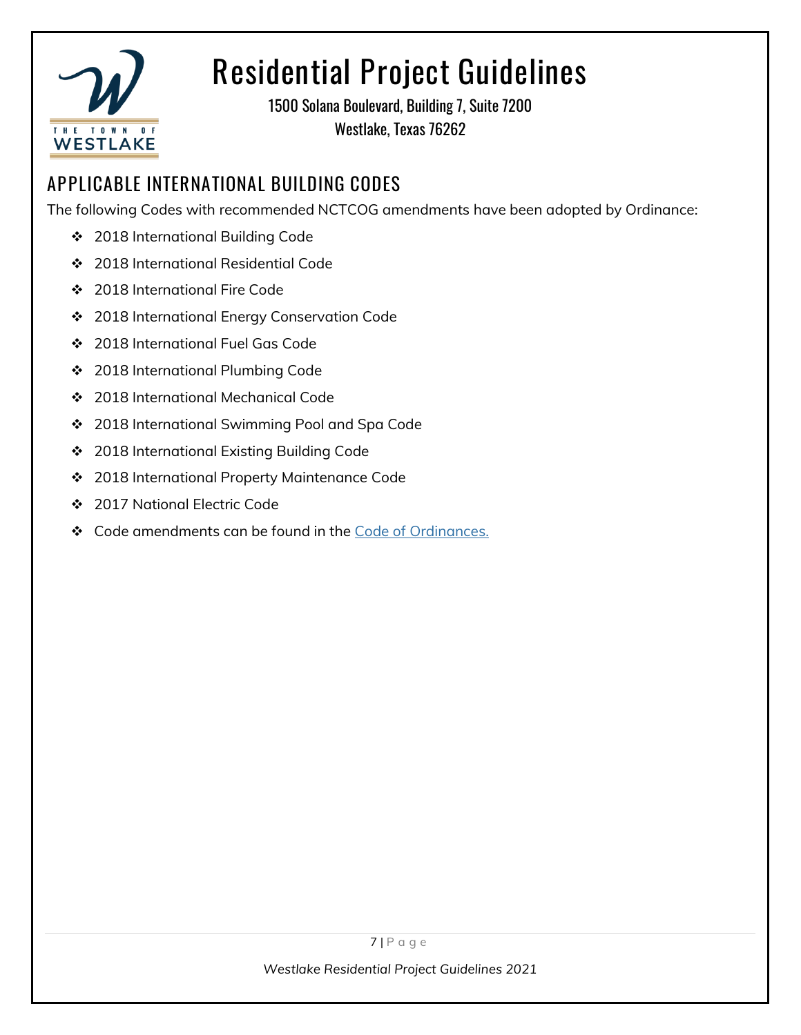# Residential Project Guidelines

1500 Solana Boulevard, Building 7, Suite 7200
Westlake, Texas 76262

## APPLICABLE INTERNATIONAL BUILDING CODES

The following Codes with recommended NCTCOG amendments have been adopted by Ordinance:

- 2018 International Building Code
- 2018 International Residential Code
- 2018 International Fire Code
- 2018 International Energy Conservation Code
- 2018 International Fuel Gas Code
- 2018 International Plumbing Code
- 2018 International Mechanical Code
- 2018 International Swimming Pool and Spa Code
- 2018 International Existing Building Code
- 2018 International Property Maintenance Code
- 2017 National Electric Code
- Code amendments can be found in the Code of Ordinances.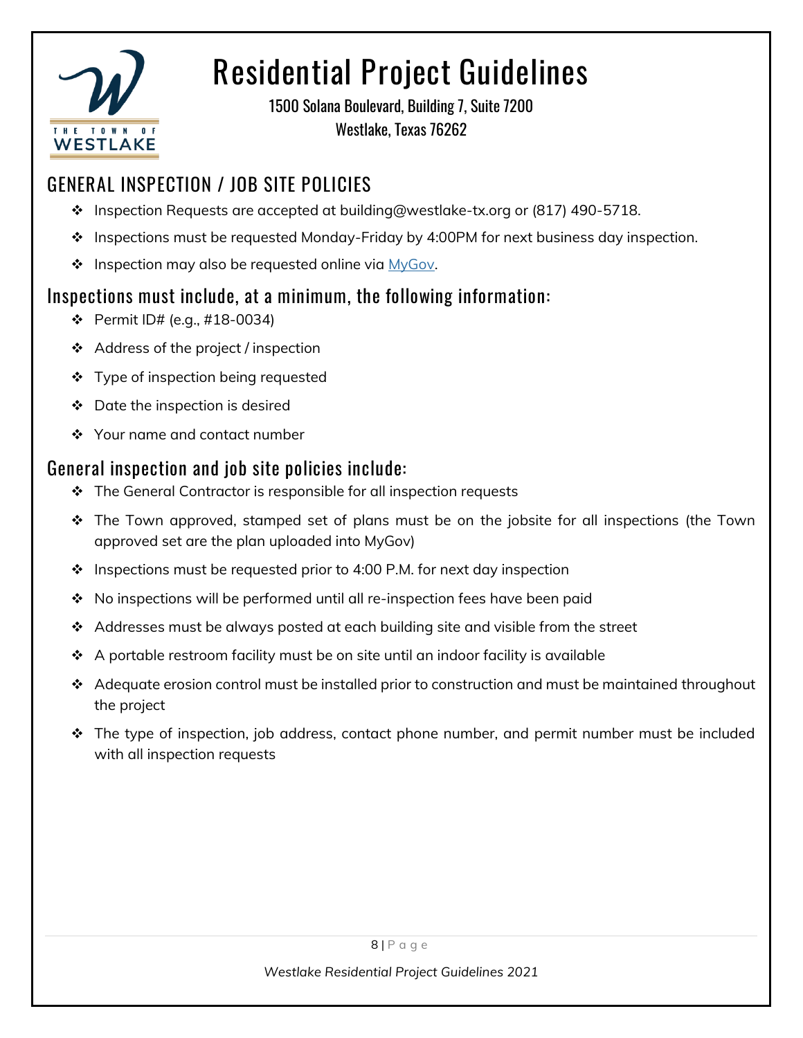# Residential Project Guidelines

1500 Solana Boulevard, Building 7, Suite 7200
Westlake, Texas 76262

## GENERAL INSPECTION / JOB SITE POLICIES

- Inspection Requests are accepted at building@westlake-tx.org or (817) 490-5718.
- Inspections must be requested Monday-Friday by 4:00PM for next business day inspection.
- Inspection may also be requested online via MyGov.

### Inspections must include, at a minimum, the following information:

- Permit ID# (e.g., #18-0034)
- Address of the project / inspection
- Type of inspection being requested
- Date the inspection is desired
- Your name and contact number

### General inspection and job site policies include:

- The General Contractor is responsible for all inspection requests
- The Town approved, stamped set of plans must be on the jobsite for all inspections (the Town approved set are the plan uploaded into MyGov)
- Inspections must be requested prior to 4:00 P.M. for next day inspection
- No inspections will be performed until all re-inspection fees have been paid
- Addresses must be always posted at each building site and visible from the street
- A portable restroom facility must be on site until an indoor facility is available
- Adequate erosion control must be installed prior to construction and must be maintained throughout the project
- The type of inspection, job address, contact phone number, and permit number must be included with all inspection requests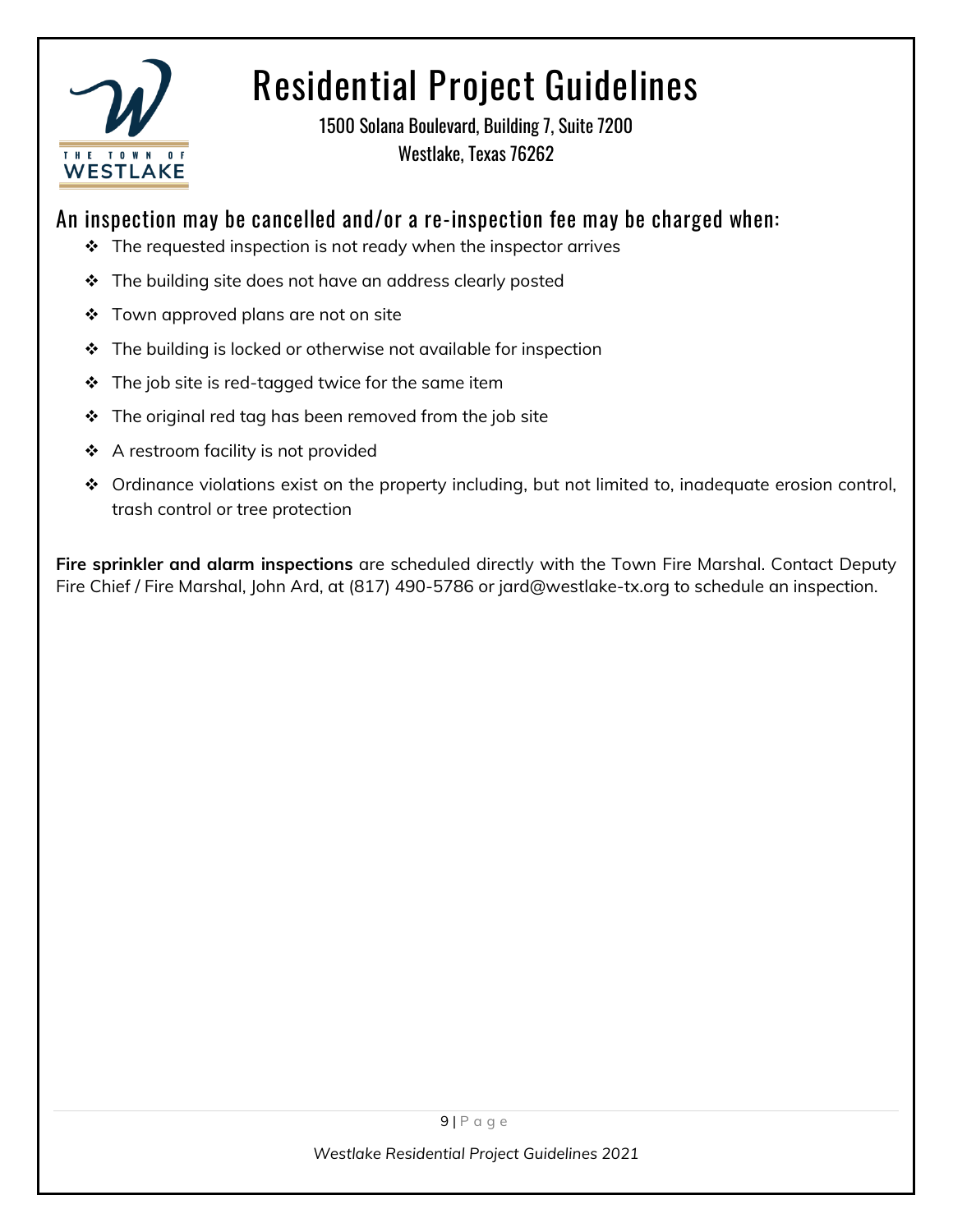# Residential Project Guidelines

1500 Solana Boulevard, Building 7, Suite 7200
Westlake, Texas 76262

## An inspection may be cancelled and/or a re-inspection fee may be charged when:

- The requested inspection is not ready when the inspector arrives
- The building site does not have an address clearly posted
- Town approved plans are not on site
- The building is locked or otherwise not available for inspection
- The job site is red-tagged twice for the same item
- The original red tag has been removed from the job site
- A restroom facility is not provided
- Ordinance violations exist on the property including, but not limited to, inadequate erosion control, trash control or tree protection

**Fire sprinkler and alarm inspections** are scheduled directly with the Town Fire Marshal. Contact Deputy Fire Chief / Fire Marshal, John Ard, at (817) 490-5786 or jard@westlake-tx.org to schedule an inspection.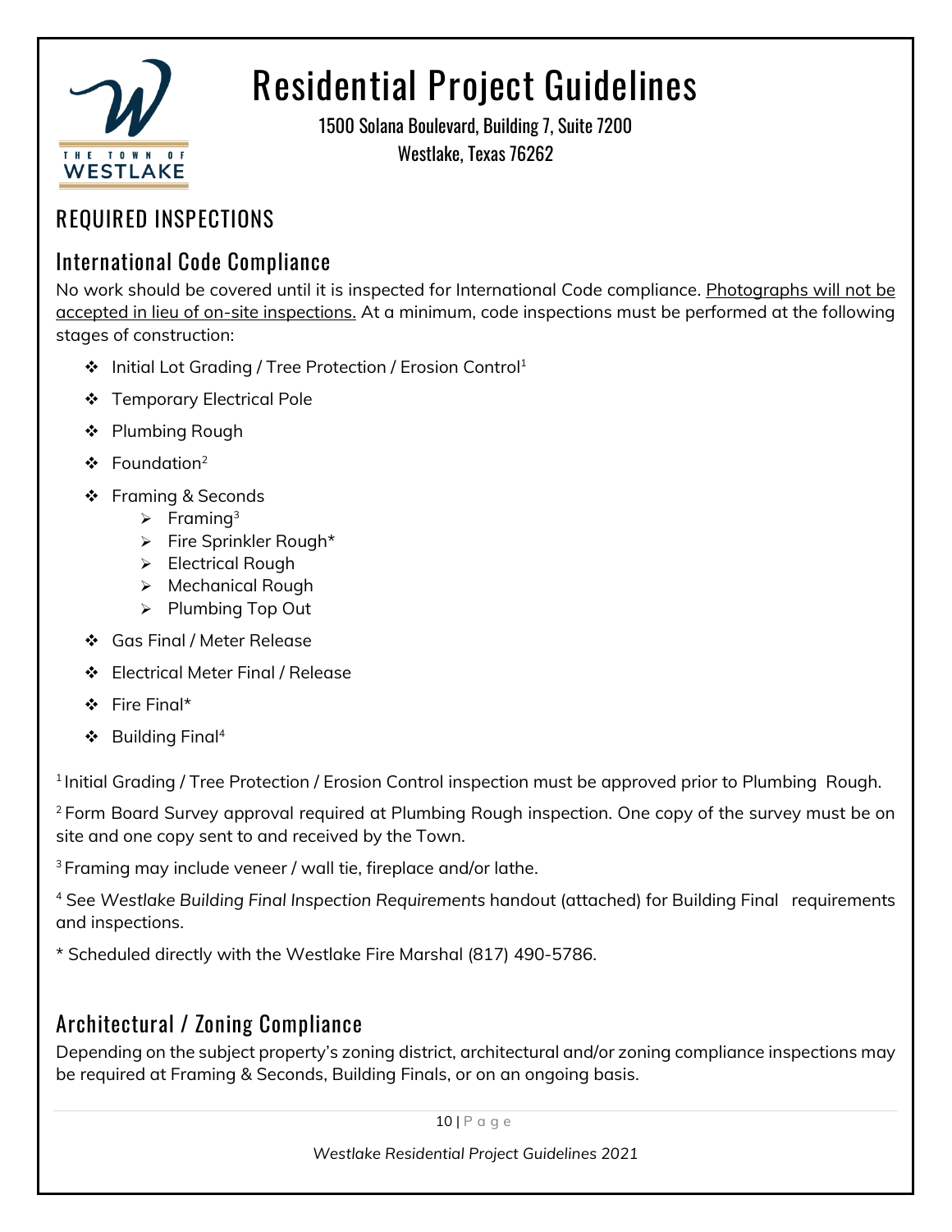# Residential Project Guidelines

1500 Solana Boulevard, Building 7, Suite 7200
Westlake, Texas 76262

## REQUIRED INSPECTIONS

### International Code Compliance

No work should be covered until it is inspected for International Code compliance. Photographs will not be accepted in lieu of on-site inspections. At a minimum, code inspections must be performed at the following stages of construction:

- Initial Lot Grading / Tree Protection / Erosion Control[1]
- Temporary Electrical Pole
- Plumbing Rough
- Foundation[2]
- Framing & Seconds
  - Framing[3]
  - Fire Sprinkler Rough*
  - Electrical Rough
  - Mechanical Rough
  - Plumbing Top Out
- Gas Final / Meter Release
- Electrical Meter Final / Release
- Fire Final*
- Building Final[4]

[1] Initial Grading / Tree Protection / Erosion Control inspection must be approved prior to Plumbing Rough.

[2] Form Board Survey approval required at Plumbing Rough inspection. One copy of the survey must be on site and one copy sent to and received by the Town.

[3] Framing may include veneer / wall tie, fireplace and/or lathe.

[4] See *Westlake Building Final Inspection Requirements* handout (attached) for Building Final requirements and inspections.

* Scheduled directly with the Westlake Fire Marshal (817) 490-5786.

### Architectural / Zoning Compliance

Depending on the subject property's zoning district, architectural and/or zoning compliance inspections may be required at Framing & Seconds, Building Finals, or on an ongoing basis.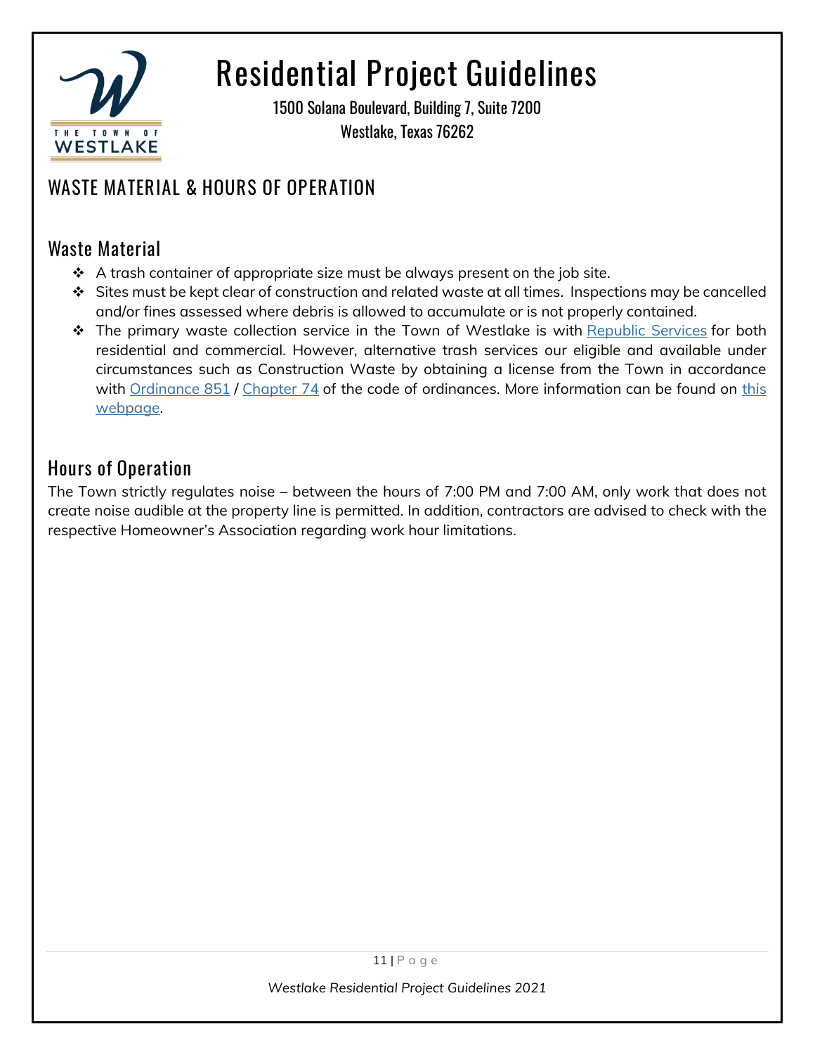# Residential Project Guidelines

1500 Solana Boulevard, Building 7, Suite 7200
Westlake, Texas 76262

## WASTE MATERIAL & HOURS OF OPERATION

### Waste Material

- A trash container of appropriate size must be always present on the job site.
- Sites must be kept clear of construction and related waste at all times. Inspections may be cancelled and/or fines assessed where debris is allowed to accumulate or is not properly contained.
- The primary waste collection service in the Town of Westlake is with Republic Services for both residential and commercial. However, alternative trash services our eligible and available under circumstances such as Construction Waste by obtaining a license from the Town in accordance with Ordinance 851 / Chapter 74 of the code of ordinances. More information can be found on this webpage.

### Hours of Operation

The Town strictly regulates noise – between the hours of 7:00 PM and 7:00 AM, only work that does not create noise audible at the property line is permitted. In addition, contractors are advised to check with the respective Homeowner's Association regarding work hour limitations.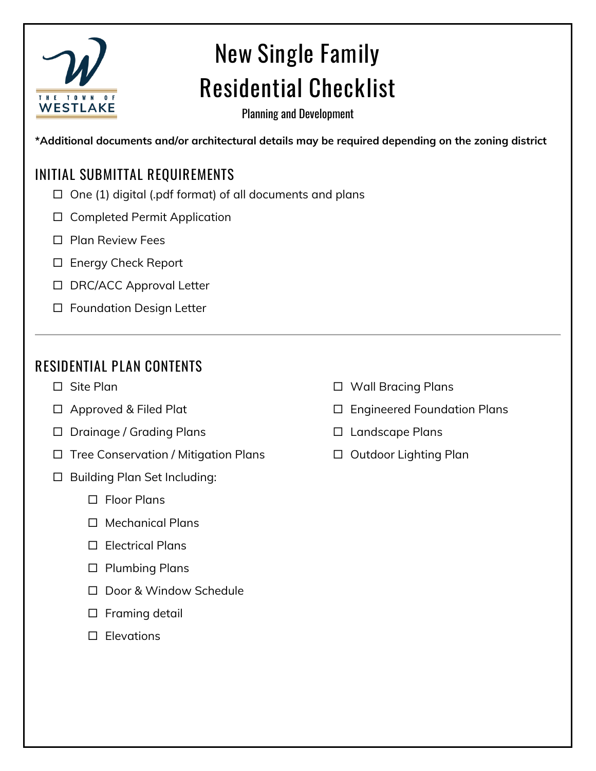# New Single Family Residential Checklist

Planning and Development

**\*Additional documents and/or architectural details may be required depending on the zoning district**

## INITIAL SUBMITTAL REQUIREMENTS

- ☐ One (1) digital (.pdf format) of all documents and plans
- ☐ Completed Permit Application
- ☐ Plan Review Fees
- ☐ Energy Check Report
- ☐ DRC/ACC Approval Letter
- ☐ Foundation Design Letter

---

## RESIDENTIAL PLAN CONTENTS

- ☐ Site Plan
- ☐ Approved & Filed Plat
- ☐ Drainage / Grading Plans
- ☐ Tree Conservation / Mitigation Plans
- ☐ Building Plan Set Including:
  - ☐ Floor Plans
  - ☐ Mechanical Plans
  - ☐ Electrical Plans
  - ☐ Plumbing Plans
  - ☐ Door & Window Schedule
  - ☐ Framing detail
  - ☐ Elevations
- ☐ Wall Bracing Plans
- ☐ Engineered Foundation Plans
- ☐ Landscape Plans
- ☐ Outdoor Lighting Plan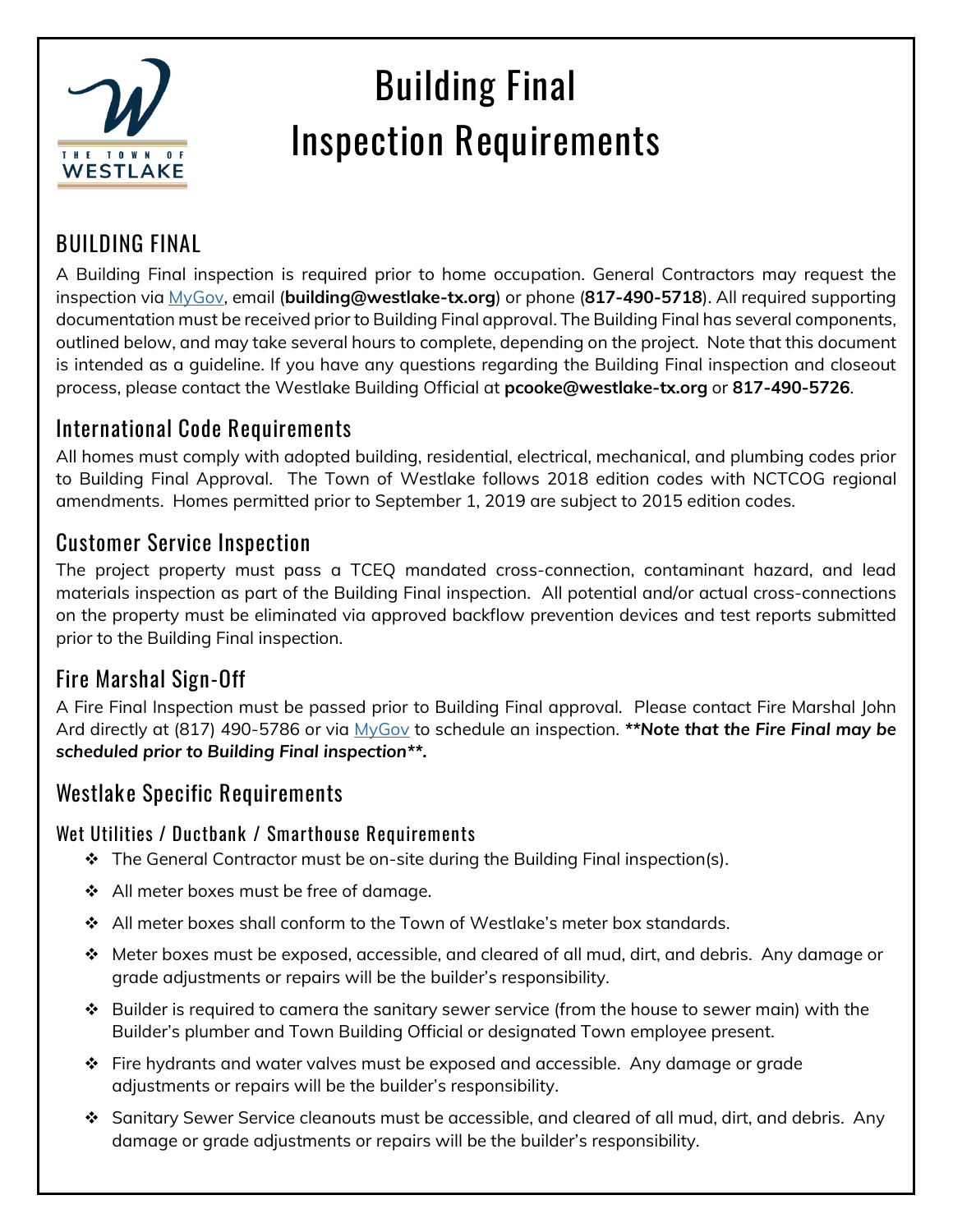# Building Final Inspection Requirements

## BUILDING FINAL

A Building Final inspection is required prior to home occupation. General Contractors may request the inspection via MyGov, email (**building@westlake-tx.org**) or phone (**817-490-5718**). All required supporting documentation must be received prior to Building Final approval. The Building Final has several components, outlined below, and may take several hours to complete, depending on the project. Note that this document is intended as a guideline. If you have any questions regarding the Building Final inspection and closeout process, please contact the Westlake Building Official at **pcooke@westlake-tx.org** or **817-490-5726**.

## International Code Requirements

All homes must comply with adopted building, residential, electrical, mechanical, and plumbing codes prior to Building Final Approval. The Town of Westlake follows 2018 edition codes with NCTCOG regional amendments. Homes permitted prior to September 1, 2019 are subject to 2015 edition codes.

## Customer Service Inspection

The project property must pass a TCEQ mandated cross-connection, contaminant hazard, and lead materials inspection as part of the Building Final inspection. All potential and/or actual cross-connections on the property must be eliminated via approved backflow prevention devices and test reports submitted prior to the Building Final inspection.

## Fire Marshal Sign-Off

A Fire Final Inspection must be passed prior to Building Final approval. Please contact Fire Marshal John Ard directly at (817) 490-5786 or via MyGov to schedule an inspection. ***\*\*Note that the Fire Final may be scheduled prior to Building Final inspection\*\*.***

## Westlake Specific Requirements

### Wet Utilities / Ductbank / Smarthouse Requirements

- The General Contractor must be on-site during the Building Final inspection(s).
- All meter boxes must be free of damage.
- All meter boxes shall conform to the Town of Westlake's meter box standards.
- Meter boxes must be exposed, accessible, and cleared of all mud, dirt, and debris. Any damage or grade adjustments or repairs will be the builder's responsibility.
- Builder is required to camera the sanitary sewer service (from the house to sewer main) with the Builder's plumber and Town Building Official or designated Town employee present.
- Fire hydrants and water valves must be exposed and accessible. Any damage or grade adjustments or repairs will be the builder's responsibility.
- Sanitary Sewer Service cleanouts must be accessible, and cleared of all mud, dirt, and debris. Any damage or grade adjustments or repairs will be the builder's responsibility.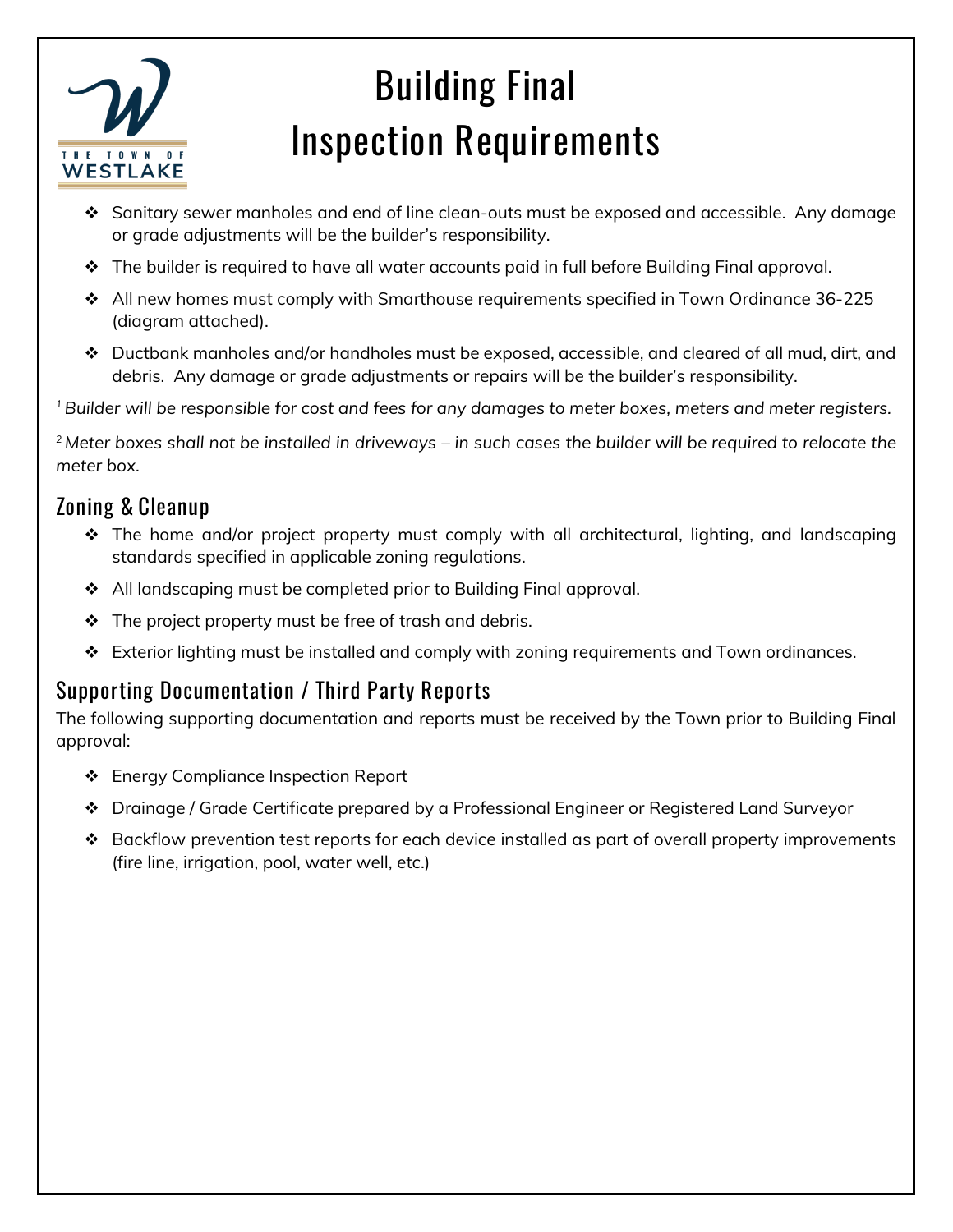# Building Final Inspection Requirements

- Sanitary sewer manholes and end of line clean-outs must be exposed and accessible. Any damage or grade adjustments will be the builder's responsibility.
- The builder is required to have all water accounts paid in full before Building Final approval.
- All new homes must comply with Smarthouse requirements specified in Town Ordinance 36-225 (diagram attached).
- Ductbank manholes and/or handholes must be exposed, accessible, and cleared of all mud, dirt, and debris. Any damage or grade adjustments or repairs will be the builder's responsibility.

*[1] Builder will be responsible for cost and fees for any damages to meter boxes, meters and meter registers.*

*[2] Meter boxes shall not be installed in driveways – in such cases the builder will be required to relocate the meter box.*

## Zoning & Cleanup

- The home and/or project property must comply with all architectural, lighting, and landscaping standards specified in applicable zoning regulations.
- All landscaping must be completed prior to Building Final approval.
- The project property must be free of trash and debris.
- Exterior lighting must be installed and comply with zoning requirements and Town ordinances.

## Supporting Documentation / Third Party Reports

The following supporting documentation and reports must be received by the Town prior to Building Final approval:

- Energy Compliance Inspection Report
- Drainage / Grade Certificate prepared by a Professional Engineer or Registered Land Surveyor
- Backflow prevention test reports for each device installed as part of overall property improvements (fire line, irrigation, pool, water well, etc.)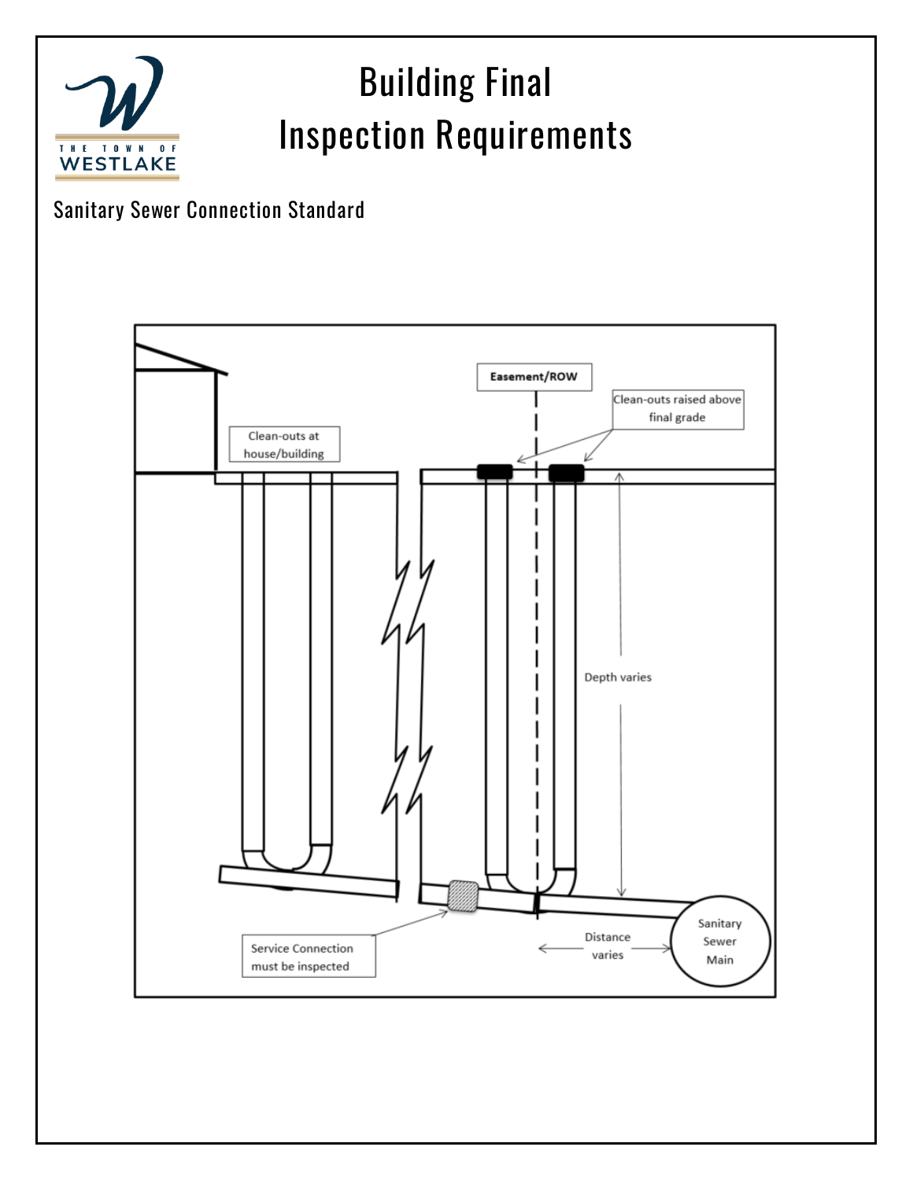# Building Final Inspection Requirements

Sanitary Sewer Connection Standard

Easement/ROW

Clean-outs raised above final grade

Clean-outs at house/building

Depth varies

Service Connection must be inspected

Distance varies

Sanitary Sewer Main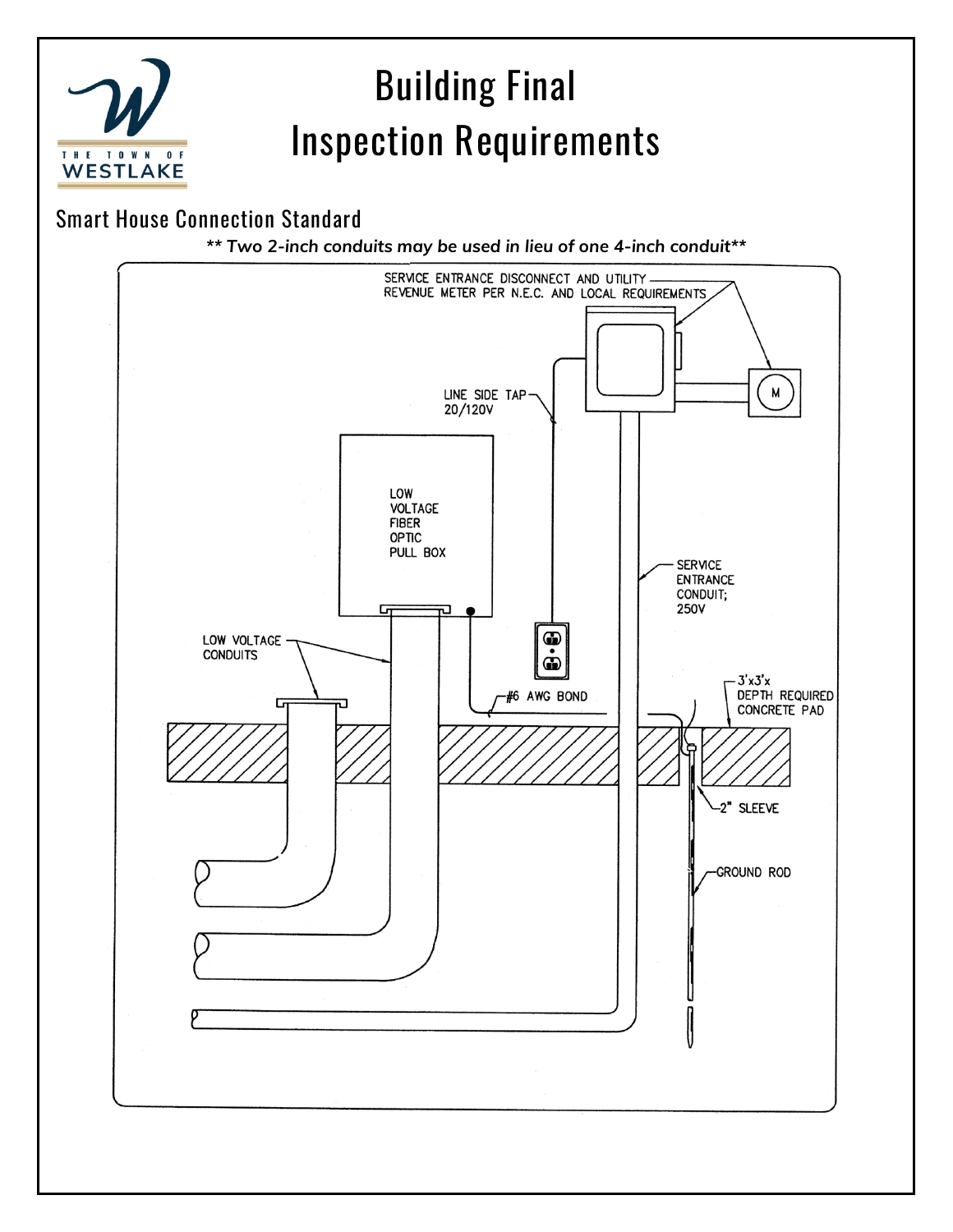# Building Final Inspection Requirements

## Smart House Connection Standard

***\*\* Two 2-inch conduits may be used in lieu of one 4-inch conduit\*\****

SERVICE ENTRANCE DISCONNECT AND UTILITY REVENUE METER PER N.E.C. AND LOCAL REQUIREMENTS

LINE SIDE TAP 20/120V

LOW VOLTAGE FIBER OPTIC PULL BOX

SERVICE ENTRANCE CONDUIT; 250V

LOW VOLTAGE CONDUITS

#6 AWG BOND

3'x3'x DEPTH REQUIRED CONCRETE PAD

2" SLEEVE

GROUND ROD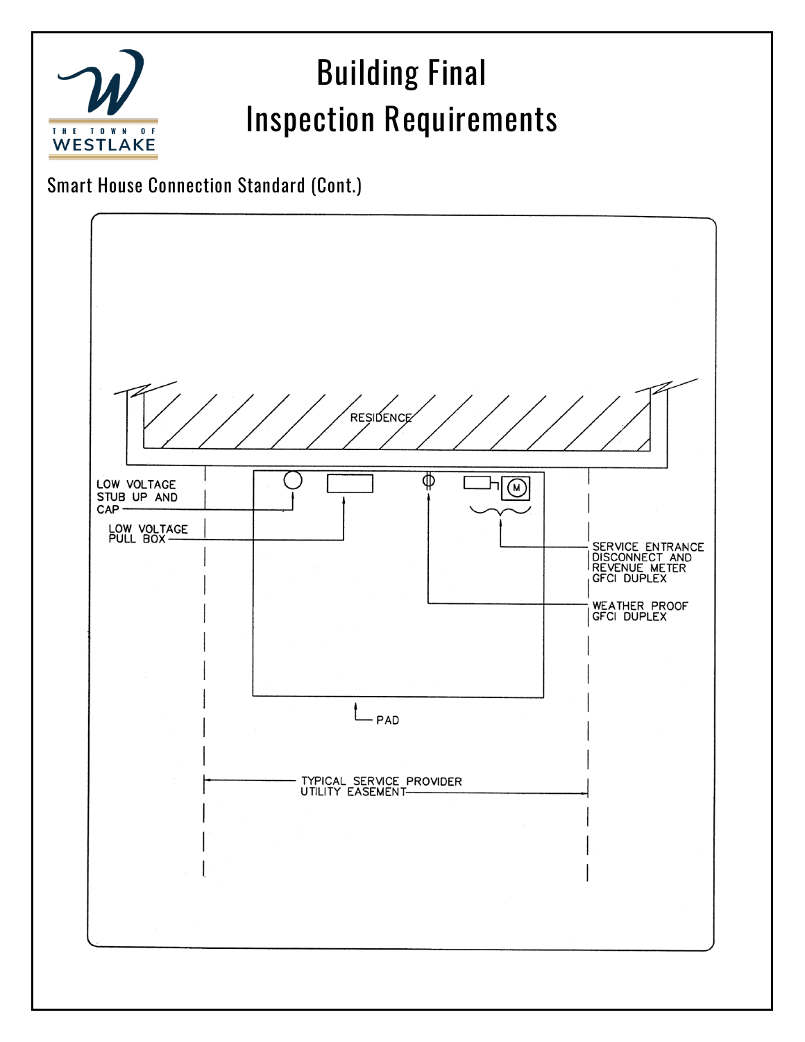# Building Final Inspection Requirements

Smart House Connection Standard (Cont.)

RESIDENCE

LOW VOLTAGE STUB UP AND CAP

LOW VOLTAGE PULL BOX

SERVICE ENTRANCE DISCONNECT AND REVENUE METER GFCI DUPLEX

WEATHER PROOF GFCI DUPLEX

PAD

TYPICAL SERVICE PROVIDER UTILITY EASEMENT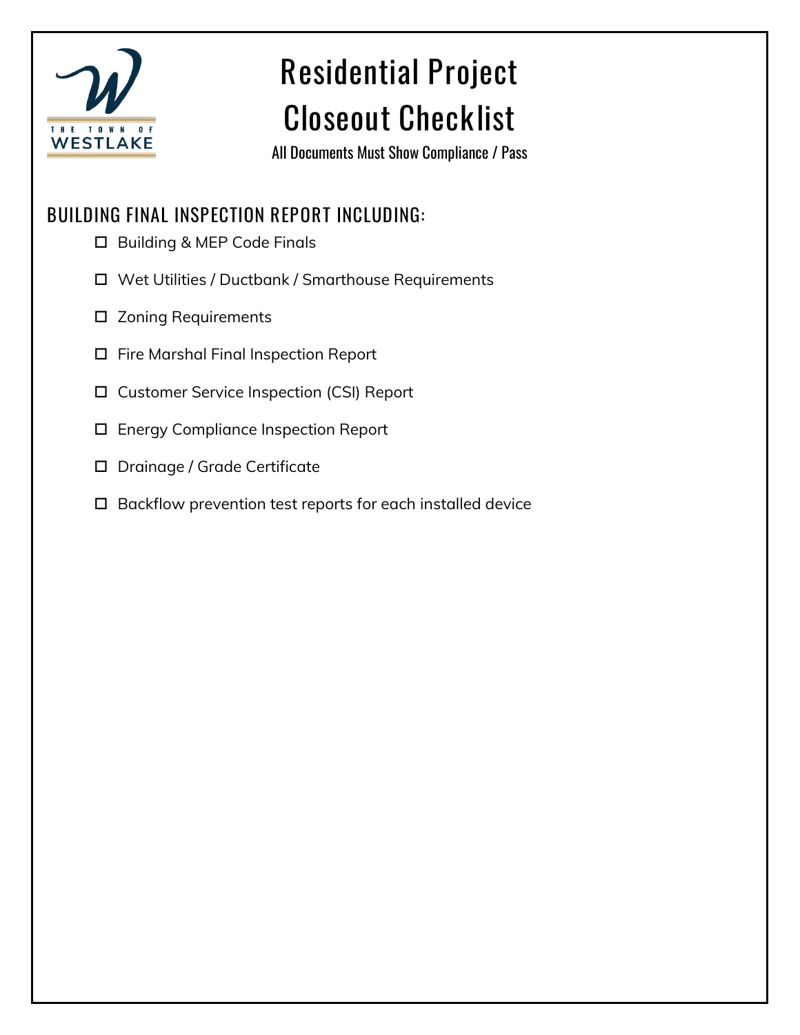THE TOWN OF WESTLAKE

# Residential Project Closeout Checklist

All Documents Must Show Compliance / Pass

## BUILDING FINAL INSPECTION REPORT INCLUDING:

- ☐ Building & MEP Code Finals
- ☐ Wet Utilities / Ductbank / Smarthouse Requirements
- ☐ Zoning Requirements
- ☐ Fire Marshal Final Inspection Report
- ☐ Customer Service Inspection (CSI) Report
- ☐ Energy Compliance Inspection Report
- ☐ Drainage / Grade Certificate
- ☐ Backflow prevention test reports for each installed device